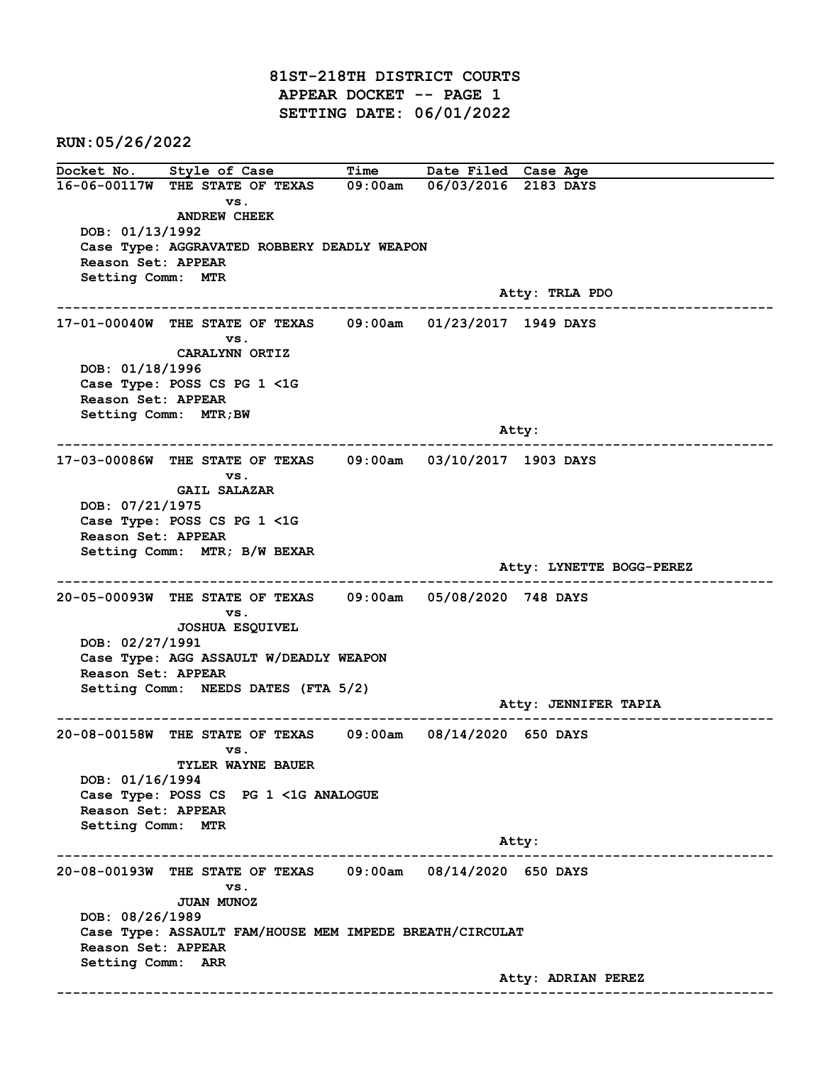# 81ST-218TH DISTRICT COURTS
## APPEAR DOCKET -- PAGE 1
## SETTING DATE: 06/01/2022

RUN:05/26/2022

| Docket No. | Style of Case | Time | Date Filed | Case Age |
|---|---|---|---|---|

---

**16-06-00117W** THE STATE OF TEXAS vs. ANDREW CHEEK — 09:00am — 06/03/2016 — 2183 DAYS

DOB: 01/13/1992
Case Type: AGGRAVATED ROBBERY DEADLY WEAPON
Reason Set: APPEAR
Setting Comm: MTR
Atty: TRLA PDO

---

**17-01-00040W** THE STATE OF TEXAS vs. CARALYNN ORTIZ — 09:00am — 01/23/2017 — 1949 DAYS

DOB: 01/18/1996
Case Type: POSS CS PG 1 <1G
Reason Set: APPEAR
Setting Comm: MTR;BW
Atty:

---

**17-03-00086W** THE STATE OF TEXAS vs. GAIL SALAZAR — 09:00am — 03/10/2017 — 1903 DAYS

DOB: 07/21/1975
Case Type: POSS CS PG 1 <1G
Reason Set: APPEAR
Setting Comm: MTR; B/W BEXAR
Atty: LYNETTE BOGG-PEREZ

---

**20-05-00093W** THE STATE OF TEXAS vs. JOSHUA ESQUIVEL — 09:00am — 05/08/2020 — 748 DAYS

DOB: 02/27/1991
Case Type: AGG ASSAULT W/DEADLY WEAPON
Reason Set: APPEAR
Setting Comm: NEEDS DATES (FTA 5/2)
Atty: JENNIFER TAPIA

---

**20-08-00158W** THE STATE OF TEXAS vs. TYLER WAYNE BAUER — 09:00am — 08/14/2020 — 650 DAYS

DOB: 01/16/1994
Case Type: POSS CS PG 1 <1G ANALOGUE
Reason Set: APPEAR
Setting Comm: MTR
Atty:

---

**20-08-00193W** THE STATE OF TEXAS vs. JUAN MUNOZ — 09:00am — 08/14/2020 — 650 DAYS

DOB: 08/26/1989
Case Type: ASSAULT FAM/HOUSE MEM IMPEDE BREATH/CIRCULAT
Reason Set: APPEAR
Setting Comm: ARR
Atty: ADRIAN PEREZ

---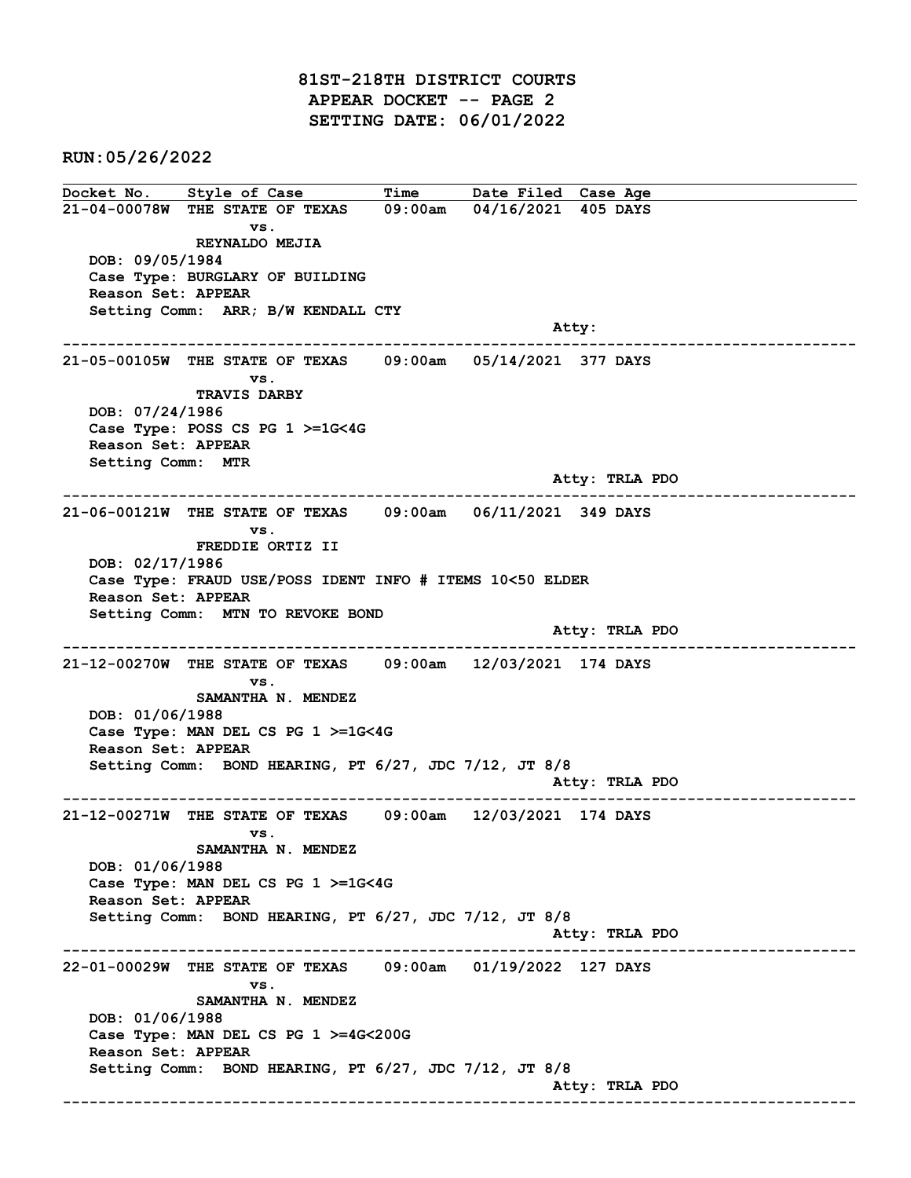# 81ST-218TH DISTRICT COURTS
## APPEAR DOCKET -- PAGE 2
## SETTING DATE: 06/01/2022

**RUN:05/26/2022**

| Docket No. | Style of Case | Time | Date Filed | Case Age |
|---|---|---|---|---|

**21-04-00078W** THE STATE OF TEXAS vs. REYNALDO MEJIA — 09:00am — 04/16/2021 — 405 DAYS

DOB: 09/05/1984
Case Type: BURGLARY OF BUILDING
Reason Set: APPEAR
Setting Comm: ARR; B/W KENDALL CTY
Atty:

---

**21-05-00105W** THE STATE OF TEXAS vs. TRAVIS DARBY — 09:00am — 05/14/2021 — 377 DAYS

DOB: 07/24/1986
Case Type: POSS CS PG 1 >=1G<4G
Reason Set: APPEAR
Setting Comm: MTR
Atty: TRLA PDO

---

**21-06-00121W** THE STATE OF TEXAS vs. FREDDIE ORTIZ II — 09:00am — 06/11/2021 — 349 DAYS

DOB: 02/17/1986
Case Type: FRAUD USE/POSS IDENT INFO # ITEMS 10<50 ELDER
Reason Set: APPEAR
Setting Comm: MTN TO REVOKE BOND
Atty: TRLA PDO

---

**21-12-00270W** THE STATE OF TEXAS vs. SAMANTHA N. MENDEZ — 09:00am — 12/03/2021 — 174 DAYS

DOB: 01/06/1988
Case Type: MAN DEL CS PG 1 >=1G<4G
Reason Set: APPEAR
Setting Comm: BOND HEARING, PT 6/27, JDC 7/12, JT 8/8
Atty: TRLA PDO

---

**21-12-00271W** THE STATE OF TEXAS vs. SAMANTHA N. MENDEZ — 09:00am — 12/03/2021 — 174 DAYS

DOB: 01/06/1988
Case Type: MAN DEL CS PG 1 >=1G<4G
Reason Set: APPEAR
Setting Comm: BOND HEARING, PT 6/27, JDC 7/12, JT 8/8
Atty: TRLA PDO

---

**22-01-00029W** THE STATE OF TEXAS vs. SAMANTHA N. MENDEZ — 09:00am — 01/19/2022 — 127 DAYS

DOB: 01/06/1988
Case Type: MAN DEL CS PG 1 >=4G<200G
Reason Set: APPEAR
Setting Comm: BOND HEARING, PT 6/27, JDC 7/12, JT 8/8
Atty: TRLA PDO

---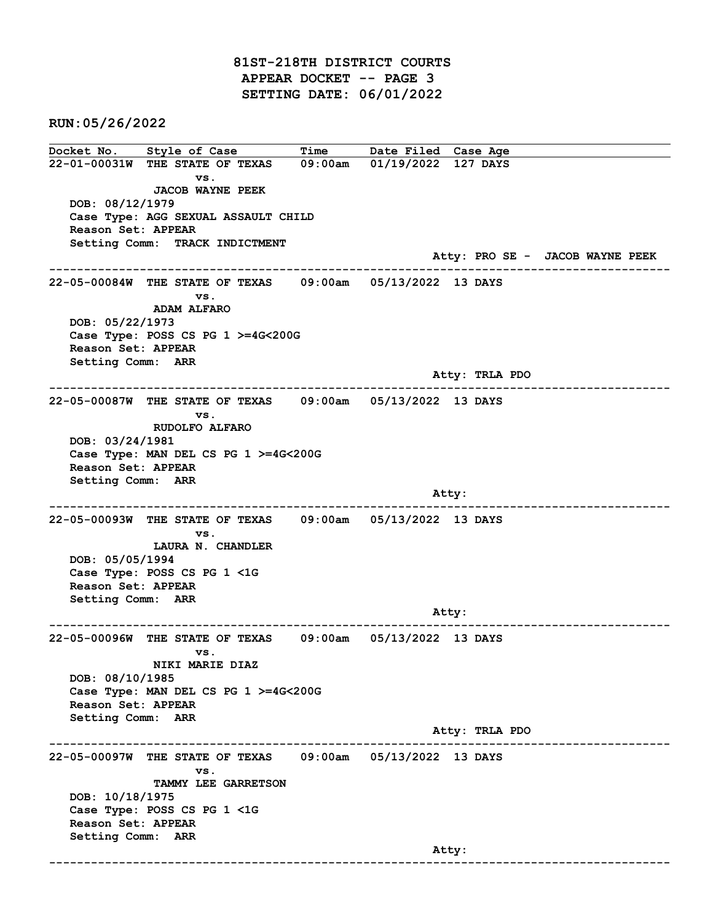# 81ST-218TH DISTRICT COURTS
## APPEAR DOCKET -- PAGE 3
## SETTING DATE: 06/01/2022

**RUN:05/26/2022**

| Docket No. | Style of Case | Time | Date Filed | Case Age |
|---|---|---|---|---|

**22-01-00031W** THE STATE OF TEXAS vs. JACOB WAYNE PEEK — 09:00am — 01/19/2022 — 127 DAYS

DOB: 08/12/1979
Case Type: AGG SEXUAL ASSAULT CHILD
Reason Set: APPEAR
Setting Comm: TRACK INDICTMENT
Atty: PRO SE - JACOB WAYNE PEEK

---

**22-05-00084W** THE STATE OF TEXAS vs. ADAM ALFARO — 09:00am — 05/13/2022 — 13 DAYS

DOB: 05/22/1973
Case Type: POSS CS PG 1 >=4G<200G
Reason Set: APPEAR
Setting Comm: ARR
Atty: TRLA PDO

---

**22-05-00087W** THE STATE OF TEXAS vs. RUDOLFO ALFARO — 09:00am — 05/13/2022 — 13 DAYS

DOB: 03/24/1981
Case Type: MAN DEL CS PG 1 >=4G<200G
Reason Set: APPEAR
Setting Comm: ARR
Atty:

---

**22-05-00093W** THE STATE OF TEXAS vs. LAURA N. CHANDLER — 09:00am — 05/13/2022 — 13 DAYS

DOB: 05/05/1994
Case Type: POSS CS PG 1 <1G
Reason Set: APPEAR
Setting Comm: ARR
Atty:

---

**22-05-00096W** THE STATE OF TEXAS vs. NIKI MARIE DIAZ — 09:00am — 05/13/2022 — 13 DAYS

DOB: 08/10/1985
Case Type: MAN DEL CS PG 1 >=4G<200G
Reason Set: APPEAR
Setting Comm: ARR
Atty: TRLA PDO

---

**22-05-00097W** THE STATE OF TEXAS vs. TAMMY LEE GARRETSON — 09:00am — 05/13/2022 — 13 DAYS

DOB: 10/18/1975
Case Type: POSS CS PG 1 <1G
Reason Set: APPEAR
Setting Comm: ARR
Atty:

---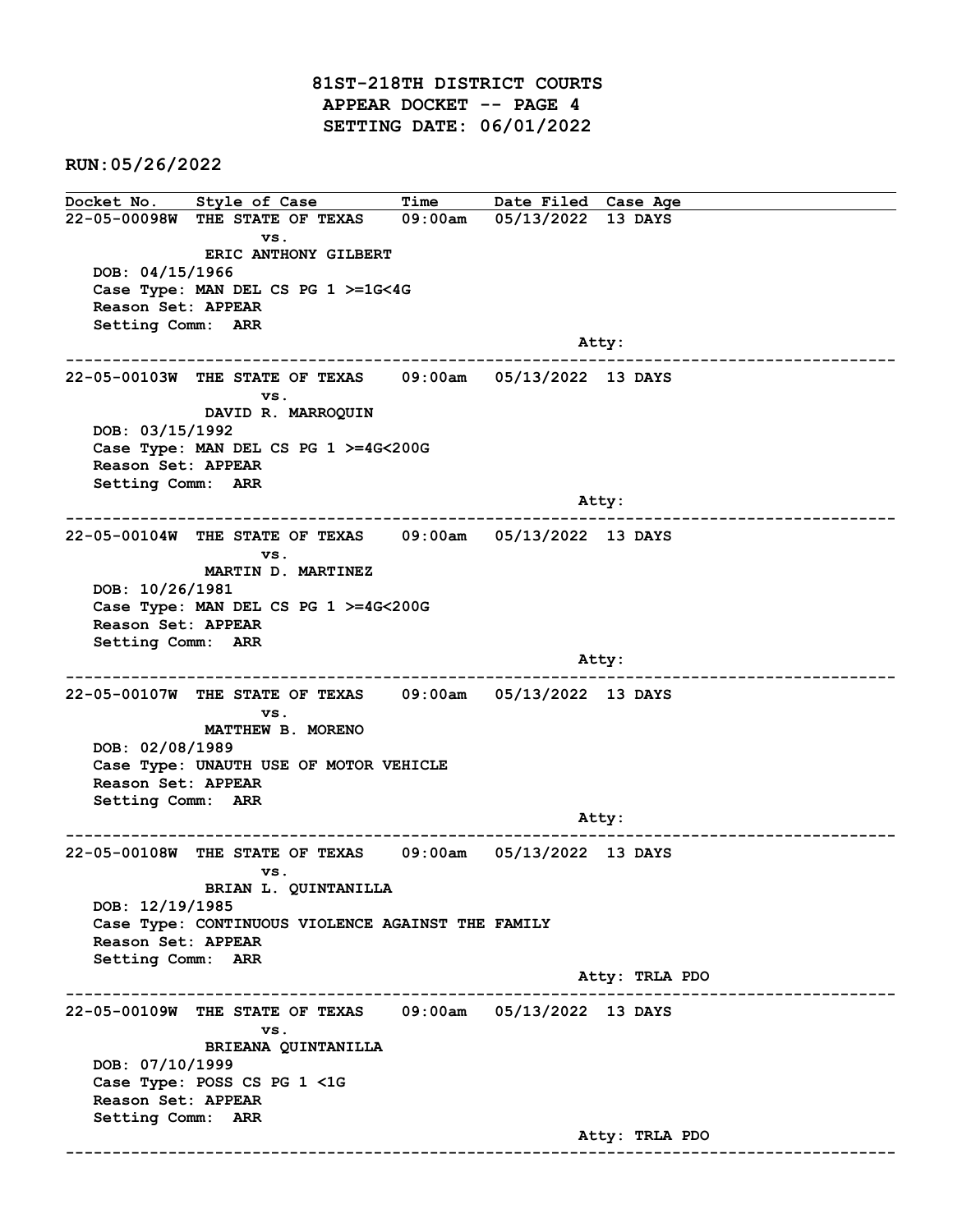# 81ST-218TH DISTRICT COURTS

## APPEAR DOCKET -- PAGE 4

## SETTING DATE: 06/01/2022

RUN:05/26/2022

| Docket No. | Style of Case | Time | Date Filed | Case Age |
|---|---|---|---|---|

**22-05-00098W** THE STATE OF TEXAS vs. ERIC ANTHONY GILBERT — 09:00am — 05/13/2022 — 13 DAYS

DOB: 04/15/1966
Case Type: MAN DEL CS PG 1 >=1G<4G
Reason Set: APPEAR
Setting Comm: ARR
Atty:

---

**22-05-00103W** THE STATE OF TEXAS vs. DAVID R. MARROQUIN — 09:00am — 05/13/2022 — 13 DAYS

DOB: 03/15/1992
Case Type: MAN DEL CS PG 1 >=4G<200G
Reason Set: APPEAR
Setting Comm: ARR
Atty:

---

**22-05-00104W** THE STATE OF TEXAS vs. MARTIN D. MARTINEZ — 09:00am — 05/13/2022 — 13 DAYS

DOB: 10/26/1981
Case Type: MAN DEL CS PG 1 >=4G<200G
Reason Set: APPEAR
Setting Comm: ARR
Atty:

---

**22-05-00107W** THE STATE OF TEXAS vs. MATTHEW B. MORENO — 09:00am — 05/13/2022 — 13 DAYS

DOB: 02/08/1989
Case Type: UNAUTH USE OF MOTOR VEHICLE
Reason Set: APPEAR
Setting Comm: ARR
Atty:

---

**22-05-00108W** THE STATE OF TEXAS vs. BRIAN L. QUINTANILLA — 09:00am — 05/13/2022 — 13 DAYS

DOB: 12/19/1985
Case Type: CONTINUOUS VIOLENCE AGAINST THE FAMILY
Reason Set: APPEAR
Setting Comm: ARR
Atty: TRLA PDO

---

**22-05-00109W** THE STATE OF TEXAS vs. BRIEANA QUINTANILLA — 09:00am — 05/13/2022 — 13 DAYS

DOB: 07/10/1999
Case Type: POSS CS PG 1 <1G
Reason Set: APPEAR
Setting Comm: ARR
Atty: TRLA PDO

---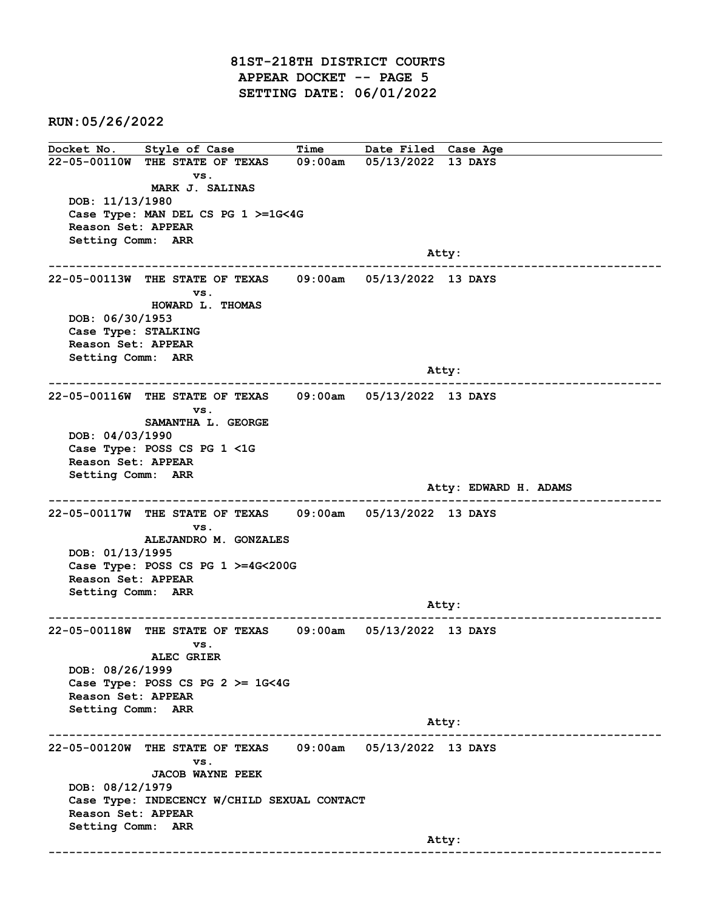# 81ST-218TH DISTRICT COURTS
## APPEAR DOCKET -- PAGE 5
## SETTING DATE: 06/01/2022

**RUN:05/26/2022**

| Docket No. | Style of Case | Time | Date Filed | Case Age |
|---|---|---|---|---|

**22-05-00110W** THE STATE OF TEXAS vs. MARK J. SALINAS — 09:00am — 05/13/2022 — 13 DAYS

DOB: 11/13/1980
Case Type: MAN DEL CS PG 1 >=1G<4G
Reason Set: APPEAR
Setting Comm: ARR
Atty:

---

**22-05-00113W** THE STATE OF TEXAS vs. HOWARD L. THOMAS — 09:00am — 05/13/2022 — 13 DAYS

DOB: 06/30/1953
Case Type: STALKING
Reason Set: APPEAR
Setting Comm: ARR
Atty:

---

**22-05-00116W** THE STATE OF TEXAS vs. SAMANTHA L. GEORGE — 09:00am — 05/13/2022 — 13 DAYS

DOB: 04/03/1990
Case Type: POSS CS PG 1 <1G
Reason Set: APPEAR
Setting Comm: ARR
Atty: EDWARD H. ADAMS

---

**22-05-00117W** THE STATE OF TEXAS vs. ALEJANDRO M. GONZALES — 09:00am — 05/13/2022 — 13 DAYS

DOB: 01/13/1995
Case Type: POSS CS PG 1 >=4G<200G
Reason Set: APPEAR
Setting Comm: ARR
Atty:

---

**22-05-00118W** THE STATE OF TEXAS vs. ALEC GRIER — 09:00am — 05/13/2022 — 13 DAYS

DOB: 08/26/1999
Case Type: POSS CS PG 2 >= 1G<4G
Reason Set: APPEAR
Setting Comm: ARR
Atty:

---

**22-05-00120W** THE STATE OF TEXAS vs. JACOB WAYNE PEEK — 09:00am — 05/13/2022 — 13 DAYS

DOB: 08/12/1979
Case Type: INDECENCY W/CHILD SEXUAL CONTACT
Reason Set: APPEAR
Setting Comm: ARR
Atty:

---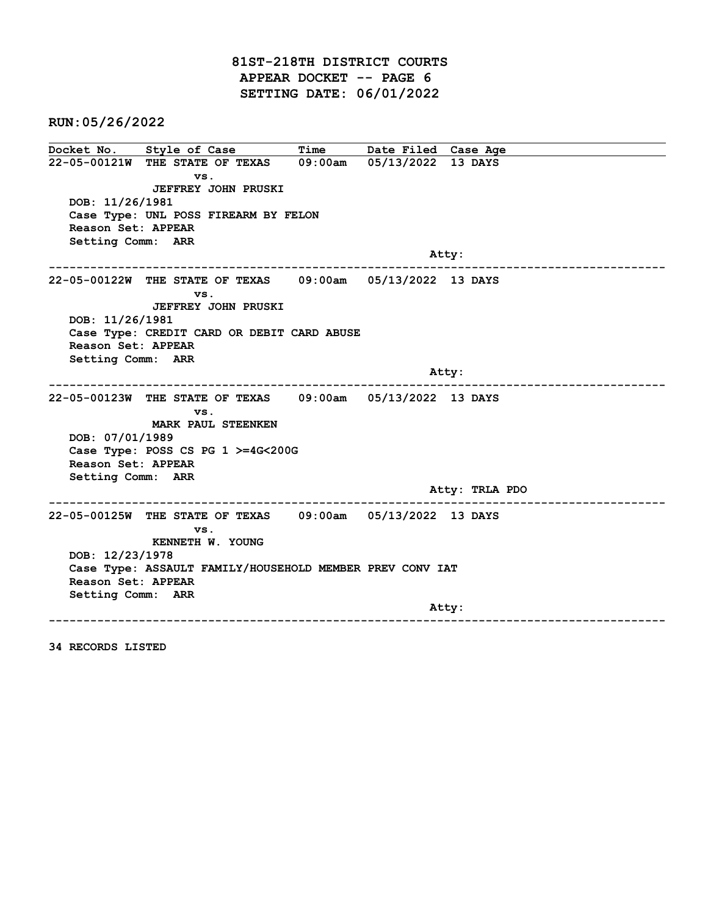**81ST-218TH DISTRICT COURTS**
**APPEAR DOCKET -- PAGE 6**
**SETTING DATE: 06/01/2022**

**RUN:05/26/2022**

| Docket No. | Style of Case | Time | Date Filed | Case Age |
|---|---|---|---|---|
| 22-05-00121W | THE STATE OF TEXAS vs. JEFFREY JOHN PRUSKI | 09:00am | 05/13/2022 | 13 DAYS |

DOB: 11/26/1981
Case Type: UNL POSS FIREARM BY FELON
Reason Set: APPEAR
Setting Comm: ARR
Atty:

---

| Docket No. | Style of Case | Time | Date Filed | Case Age |
|---|---|---|---|---|
| 22-05-00122W | THE STATE OF TEXAS vs. JEFFREY JOHN PRUSKI | 09:00am | 05/13/2022 | 13 DAYS |

DOB: 11/26/1981
Case Type: CREDIT CARD OR DEBIT CARD ABUSE
Reason Set: APPEAR
Setting Comm: ARR
Atty:

---

| Docket No. | Style of Case | Time | Date Filed | Case Age |
|---|---|---|---|---|
| 22-05-00123W | THE STATE OF TEXAS vs. MARK PAUL STEENKEN | 09:00am | 05/13/2022 | 13 DAYS |

DOB: 07/01/1989
Case Type: POSS CS PG 1 >=4G<200G
Reason Set: APPEAR
Setting Comm: ARR
Atty: TRLA PDO

---

| Docket No. | Style of Case | Time | Date Filed | Case Age |
|---|---|---|---|---|
| 22-05-00125W | THE STATE OF TEXAS vs. KENNETH W. YOUNG | 09:00am | 05/13/2022 | 13 DAYS |

DOB: 12/23/1978
Case Type: ASSAULT FAMILY/HOUSEHOLD MEMBER PREV CONV IAT
Reason Set: APPEAR
Setting Comm: ARR
Atty:

---

34 RECORDS LISTED